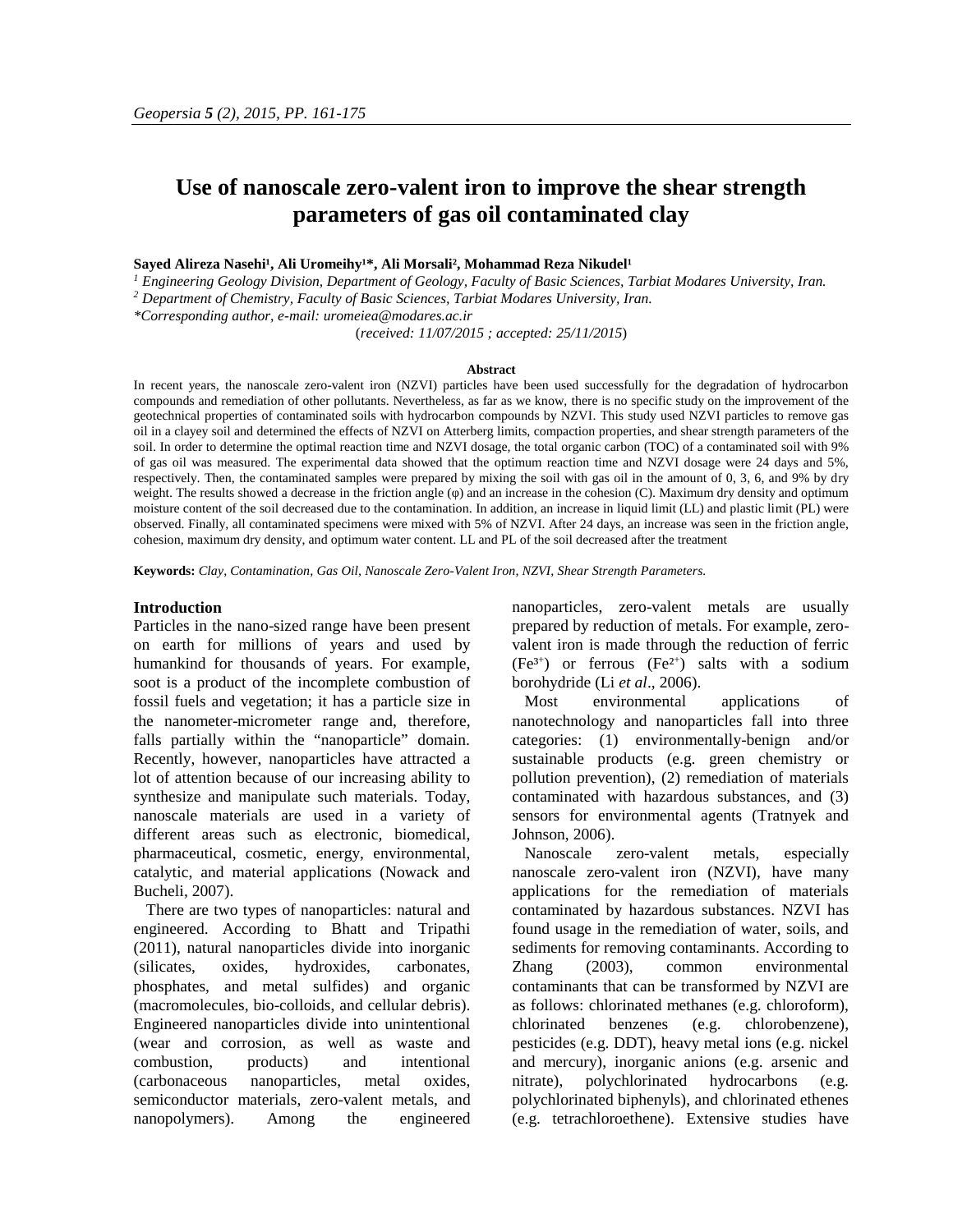# Use of nanoscale zero-valent iron to improve the shear strength parameters of gas oil contaminated clay

**Sayed Alireza Nasehi[1], Ali Uromeihy[1]*, Ali Morsali[2], Mohammad Reza Nikudel[1]**

[1] *Engineering Geology Division, Department of Geology, Faculty of Basic Sciences, Tarbiat Modares University, Iran.*

[2] *Department of Chemistry, Faculty of Basic Sciences, Tarbiat Modares University, Iran.*

*\*Corresponding author, e-mail: uromeiea@modares.ac.ir*

(*received: 11/07/2015 ; accepted: 25/11/2015*)

## Abstract

In recent years, the nanoscale zero-valent iron (NZVI) particles have been used successfully for the degradation of hydrocarbon compounds and remediation of other pollutants. Nevertheless, as far as we know, there is no specific study on the improvement of the geotechnical properties of contaminated soils with hydrocarbon compounds by NZVI. This study used NZVI particles to remove gas oil in a clayey soil and determined the effects of NZVI on Atterberg limits, compaction properties, and shear strength parameters of the soil. In order to determine the optimal reaction time and NZVI dosage, the total organic carbon (TOC) of a contaminated soil with 9% of gas oil was measured. The experimental data showed that the optimum reaction time and NZVI dosage were 24 days and 5%, respectively. Then, the contaminated samples were prepared by mixing the soil with gas oil in the amount of 0, 3, 6, and 9% by dry weight. The results showed a decrease in the friction angle (φ) and an increase in the cohesion (C). Maximum dry density and optimum moisture content of the soil decreased due to the contamination. In addition, an increase in liquid limit (LL) and plastic limit (PL) were observed. Finally, all contaminated specimens were mixed with 5% of NZVI. After 24 days, an increase was seen in the friction angle, cohesion, maximum dry density, and optimum water content. LL and PL of the soil decreased after the treatment

**Keywords:** *Clay, Contamination, Gas Oil, Nanoscale Zero-Valent Iron, NZVI, Shear Strength Parameters.*

## Introduction

Particles in the nano-sized range have been present on earth for millions of years and used by humankind for thousands of years. For example, soot is a product of the incomplete combustion of fossil fuels and vegetation; it has a particle size in the nanometer-micrometer range and, therefore, falls partially within the "nanoparticle" domain. Recently, however, nanoparticles have attracted a lot of attention because of our increasing ability to synthesize and manipulate such materials. Today, nanoscale materials are used in a variety of different areas such as electronic, biomedical, pharmaceutical, cosmetic, energy, environmental, catalytic, and material applications (Nowack and Bucheli, 2007).

There are two types of nanoparticles: natural and engineered. According to Bhatt and Tripathi (2011), natural nanoparticles divide into inorganic (silicates, oxides, hydroxides, carbonates, phosphates, and metal sulfides) and organic (macromolecules, bio-colloids, and cellular debris). Engineered nanoparticles divide into unintentional (wear and corrosion, as well as waste and combustion, products) and intentional (carbonaceous nanoparticles, metal oxides, semiconductor materials, zero-valent metals, and nanopolymers). Among the engineered nanoparticles, zero-valent metals are usually prepared by reduction of metals. For example, zero-valent iron is made through the reduction of ferric ($Fe^{3+}$) or ferrous ($Fe^{2+}$) salts with a sodium borohydride (Li *et al*., 2006).

Most environmental applications of nanotechnology and nanoparticles fall into three categories: (1) environmentally-benign and/or sustainable products (e.g. green chemistry or pollution prevention), (2) remediation of materials contaminated with hazardous substances, and (3) sensors for environmental agents (Tratnyek and Johnson, 2006).

Nanoscale zero-valent metals, especially nanoscale zero-valent iron (NZVI), have many applications for the remediation of materials contaminated by hazardous substances. NZVI has found usage in the remediation of water, soils, and sediments for removing contaminants. According to Zhang (2003), common environmental contaminants that can be transformed by NZVI are as follows: chlorinated methanes (e.g. chloroform), chlorinated benzenes (e.g. chlorobenzene), pesticides (e.g. DDT), heavy metal ions (e.g. nickel and mercury), inorganic anions (e.g. arsenic and nitrate), polychlorinated hydrocarbons (e.g. polychlorinated biphenyls), and chlorinated ethenes (e.g. tetrachloroethene). Extensive studies have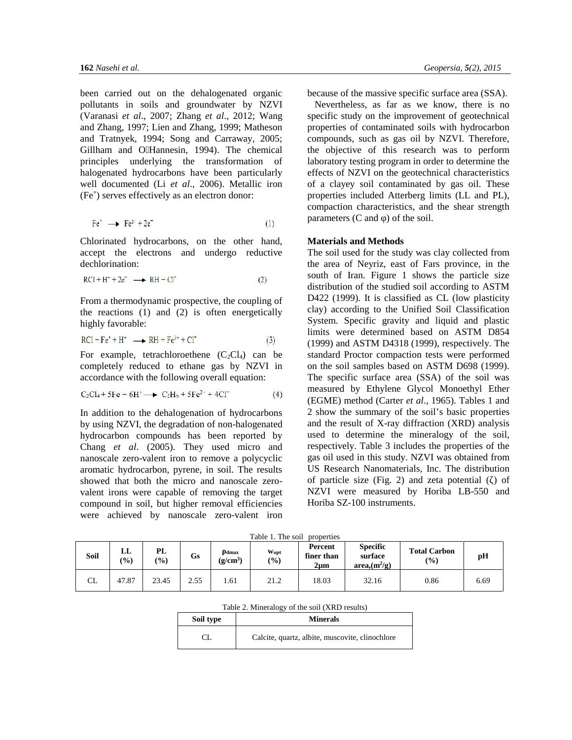been carried out on the dehalogenated organic pollutants in soils and groundwater by NZVI (Varanasi *et al*., 2007; Zhang *et al*., 2012; Wang and Zhang, 1997; Lien and Zhang, 1999; Matheson and Tratnyek, 1994; Song and Carraway, 2005; Gillham and O'Hannesin, 1994). The chemical principles underlying the transformation of halogenated hydrocarbons have been particularly well documented (Li *et al*., 2006). Metallic iron ($Fe^{\circ}$) serves effectively as an electron donor:

$$Fe^{\circ} \longrightarrow Fe^{2+} + 2e^{-} \qquad (1)$$

Chlorinated hydrocarbons, on the other hand, accept the electrons and undergo reductive dechlorination:

$$RCl + H^{+} + 2e^{-} \longrightarrow RH + Cl^{-} \qquad (2)$$

From a thermodynamic prospective, the coupling of the reactions (1) and (2) is often energetically highly favorable:

$$RCl + Fe^{\circ} + H^{+} \longrightarrow RH + Fe^{2+} + Cl^{-} \qquad (3)$$

For example, tetrachloroethene ($C_2Cl_4$) can be completely reduced to ethane gas by NZVI in accordance with the following overall equation:

$$C_2Cl_4 + 5Fe + 6H^{+} \longrightarrow C_2H_6 + 5Fe^{2+} + 4Cl^{-} \qquad (4)$$

In addition to the dehalogenation of hydrocarbons by using NZVI, the degradation of non-halogenated hydrocarbon compounds has been reported by Chang *et al*. (2005). They used micro and nanoscale zero-valent iron to remove a polycyclic aromatic hydrocarbon, pyrene, in soil. The results showed that both the micro and nanoscale zero-valent irons were capable of removing the target compound in soil, but higher removal efficiencies were achieved by nanoscale zero-valent iron because of the massive specific surface area (SSA).

Nevertheless, as far as we know, there is no specific study on the improvement of geotechnical properties of contaminated soils with hydrocarbon compounds, such as gas oil by NZVI. Therefore, the objective of this research was to perform laboratory testing program in order to determine the effects of NZVI on the geotechnical characteristics of a clayey soil contaminated by gas oil. These properties included Atterberg limits (LL and PL), compaction characteristics, and the shear strength parameters (C and φ) of the soil.

## Materials and Methods

The soil used for the study was clay collected from the area of Neyriz, east of Fars province, in the south of Iran. Figure 1 shows the particle size distribution of the studied soil according to ASTM D422 (1999). It is classified as CL (low plasticity clay) according to the Unified Soil Classification System. Specific gravity and liquid and plastic limits were determined based on ASTM D854 (1999) and ASTM D4318 (1999), respectively. The standard Proctor compaction tests were performed on the soil samples based on ASTM D698 (1999). The specific surface area (SSA) of the soil was measured by Ethylene Glycol Monoethyl Ether (EGME) method (Carter *et al*., 1965). Tables 1 and 2 show the summary of the soil's basic properties and the result of X-ray diffraction (XRD) analysis used to determine the mineralogy of the soil, respectively. Table 3 includes the properties of the gas oil used in this study. NZVI was obtained from US Research Nanomaterials, Inc. The distribution of particle size (Fig. 2) and zeta potential (ζ) of NZVI were measured by Horiba LB-550 and Horiba SZ-100 instruments.

Table 1. The soil properties

| Soil | LL (%) | PL (%) | Gs | $\rho_{dmax}$ ($g/cm^3$) | $w_{opt}$ (%) | Percent finer than 2μm | Specific surface area,($m^2/g$) | Total Carbon (%) | pH |
|---|---|---|---|---|---|---|---|---|---|
| CL | 47.87 | 23.45 | 2.55 | 1.61 | 21.2 | 18.03 | 32.16 | 0.86 | 6.69 |

Table 2. Mineralogy of the soil (XRD results)

| Soil type | Minerals |
|---|---|
| CL | Calcite, quartz, albite, muscovite, clinochlore |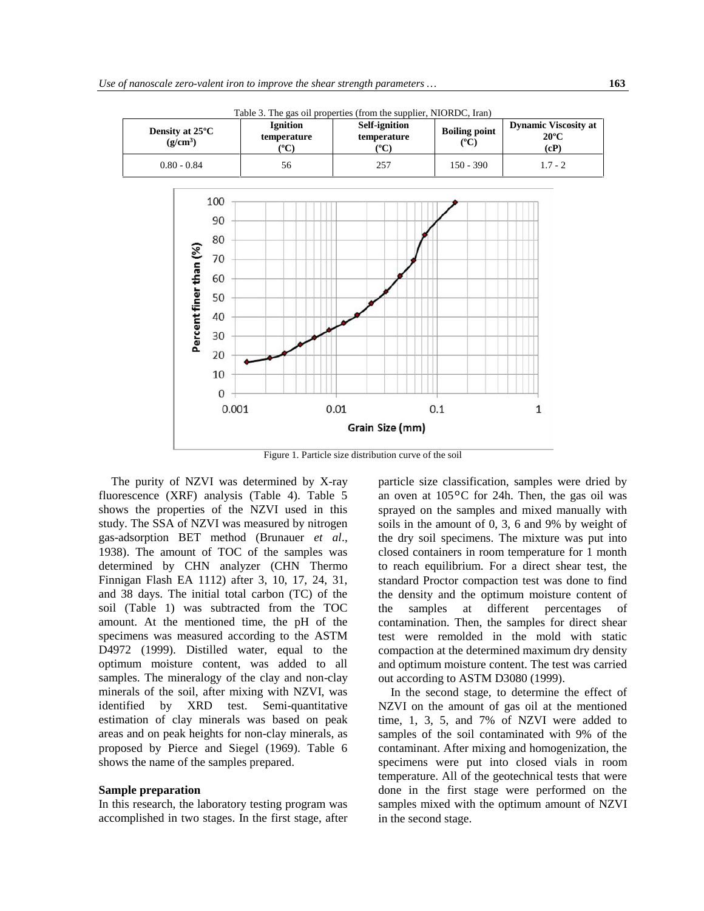Table 3. The gas oil properties (from the supplier, NIORDC, Iran)

| Density at 25°C ($g/cm^3$) | Ignition temperature (°C) | Self-ignition temperature (°C) | Boiling point (°C) | Dynamic Viscosity at 20°C (cP) |
|---|---|---|---|---|
| 0.80 - 0.84 | 56 | 257 | 150 - 390 | 1.7 - 2 |

Figure 1. Particle size distribution curve of the soil

The purity of NZVI was determined by X-ray fluorescence (XRF) analysis (Table 4). Table 5 shows the properties of the NZVI used in this study. The SSA of NZVI was measured by nitrogen gas-adsorption BET method (Brunauer *et al*., 1938). The amount of TOC of the samples was determined by CHN analyzer (CHN Thermo Finnigan Flash EA 1112) after 3, 10, 17, 24, 31, and 38 days. The initial total carbon (TC) of the soil (Table 1) was subtracted from the TOC amount. At the mentioned time, the pH of the specimens was measured according to the ASTM D4972 (1999). Distilled water, equal to the optimum moisture content, was added to all samples. The mineralogy of the clay and non-clay minerals of the soil, after mixing with NZVI, was identified by XRD test. Semi-quantitative estimation of clay minerals was based on peak areas and on peak heights for non-clay minerals, as proposed by Pierce and Siegel (1969). Table 6 shows the name of the samples prepared.

**Sample preparation**

In this research, the laboratory testing program was accomplished in two stages. In the first stage, after particle size classification, samples were dried by an oven at 105°C for 24h. Then, the gas oil was sprayed on the samples and mixed manually with soils in the amount of 0, 3, 6 and 9% by weight of the dry soil specimens. The mixture was put into closed containers in room temperature for 1 month to reach equilibrium. For a direct shear test, the standard Proctor compaction test was done to find the density and the optimum moisture content of the samples at different percentages of contamination. Then, the samples for direct shear test were remolded in the mold with static compaction at the determined maximum dry density and optimum moisture content. The test was carried out according to ASTM D3080 (1999).

In the second stage, to determine the effect of NZVI on the amount of gas oil at the mentioned time, 1, 3, 5, and 7% of NZVI were added to samples of the soil contaminated with 9% of the contaminant. After mixing and homogenization, the specimens were put into closed vials in room temperature. All of the geotechnical tests that were done in the first stage were performed on the samples mixed with the optimum amount of NZVI in the second stage.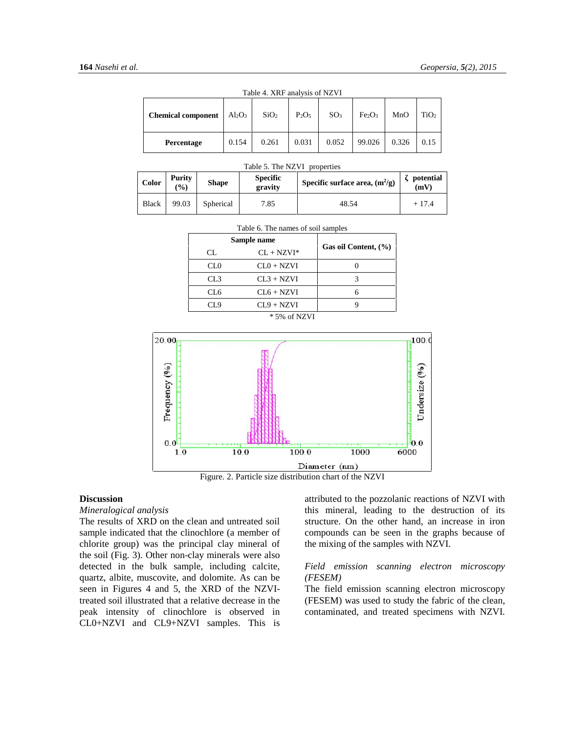Table 4. XRF analysis of NZVI

| Chemical component | $Al_2O_3$ | $SiO_2$ | $P_2O_5$ | $SO_3$ | $Fe_2O_3$ | MnO | $TiO_2$ |
|---|---|---|---|---|---|---|---|
| Percentage | 0.154 | 0.261 | 0.031 | 0.052 | 99.026 | 0.326 | 0.15 |

Table 5. The NZVI properties

| Color | Purity (%) | Shape | Specific gravity | Specific surface area, ($m^2/g$) | ζ potential (mV) |
|---|---|---|---|---|---|
| Black | 99.03 | Spherical | 7.85 | 48.54 | + 17.4 |

Table 6. The names of soil samples

| Sample name | | Gas oil Content, (%) |
|---|---|---|
| CL | CL + NZVI* | |
| CL0 | CL0 + NZVI | 0 |
| CL3 | CL3 + NZVI | 3 |
| CL6 | CL6 + NZVI | 6 |
| CL9 | CL9 + NZVI | 9 |

\* 5% of NZVI

Figure. 2. Particle size distribution chart of the NZVI

## Discussion

*Mineralogical analysis*

The results of XRD on the clean and untreated soil sample indicated that the clinochlore (a member of chlorite group) was the principal clay mineral of the soil (Fig. 3). Other non-clay minerals were also detected in the bulk sample, including calcite, quartz, albite, muscovite, and dolomite. As can be seen in Figures 4 and 5, the XRD of the NZVI-treated soil illustrated that a relative decrease in the peak intensity of clinochlore is observed in CL0+NZVI and CL9+NZVI samples. This is attributed to the pozzolanic reactions of NZVI with this mineral, leading to the destruction of its structure. On the other hand, an increase in iron compounds can be seen in the graphs because of the mixing of the samples with NZVI.

*Field emission scanning electron microscopy (FESEM)*

The field emission scanning electron microscopy (FESEM) was used to study the fabric of the clean, contaminated, and treated specimens with NZVI.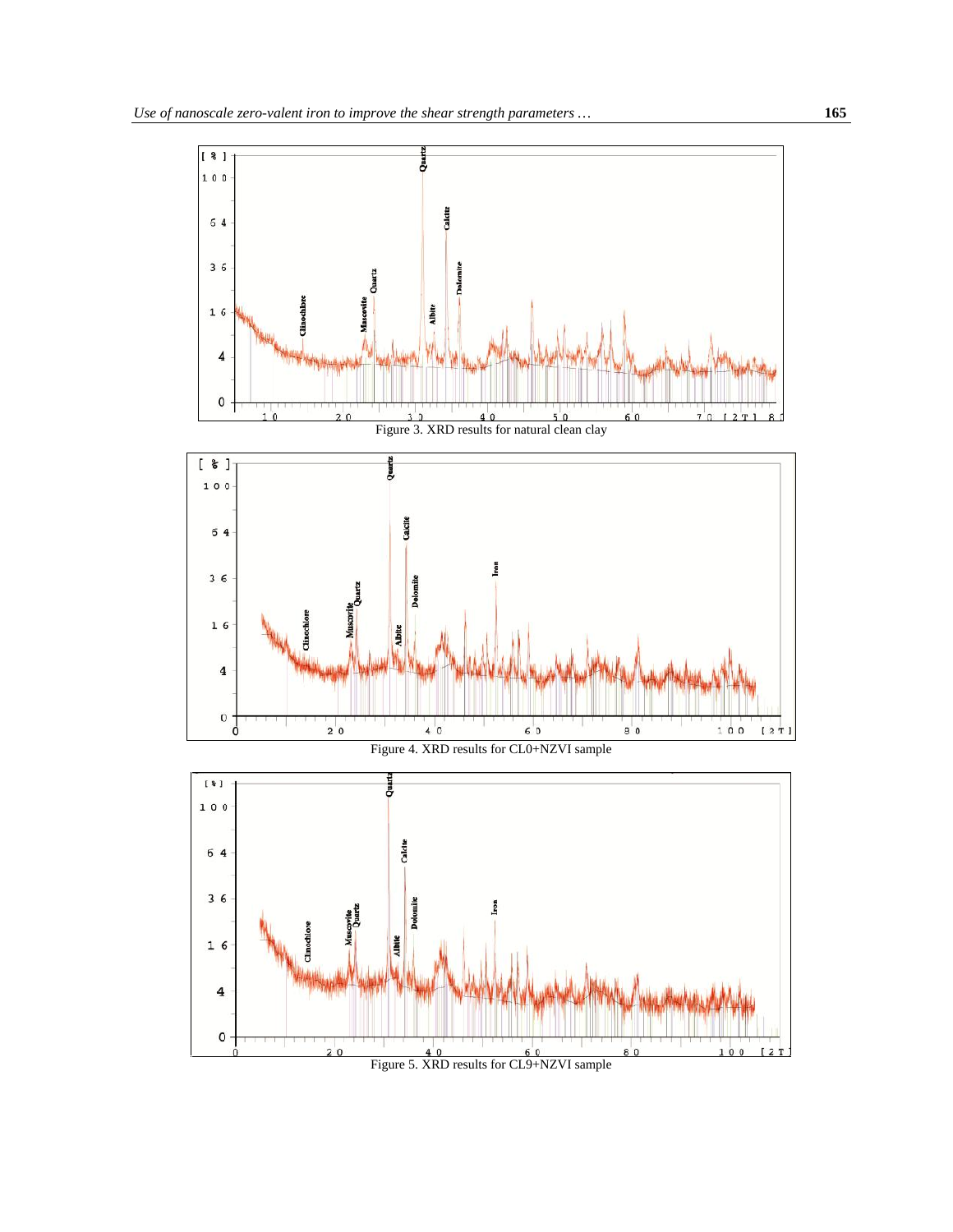Figure 3. XRD results for natural clean clay

Figure 4. XRD results for CL0+NZVI sample

Figure 5. XRD results for CL9+NZVI sample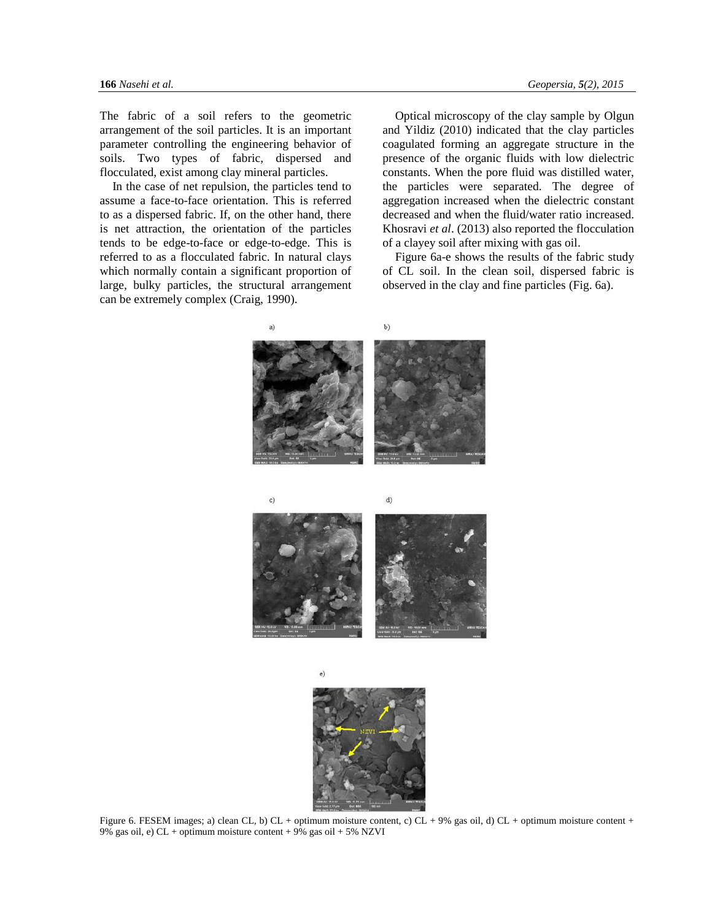The fabric of a soil refers to the geometric arrangement of the soil particles. It is an important parameter controlling the engineering behavior of soils. Two types of fabric, dispersed and flocculated, exist among clay mineral particles.

In the case of net repulsion, the particles tend to assume a face-to-face orientation. This is referred to as a dispersed fabric. If, on the other hand, there is net attraction, the orientation of the particles tends to be edge-to-face or edge-to-edge. This is referred to as a flocculated fabric. In natural clays which normally contain a significant proportion of large, bulky particles, the structural arrangement can be extremely complex (Craig, 1990).

Optical microscopy of the clay sample by Olgun and Yildiz (2010) indicated that the clay particles coagulated forming an aggregate structure in the presence of the organic fluids with low dielectric constants. When the pore fluid was distilled water, the particles were separated. The degree of aggregation increased when the dielectric constant decreased and when the fluid/water ratio increased. Khosravi *et al*. (2013) also reported the flocculation of a clayey soil after mixing with gas oil.

Figure 6a-e shows the results of the fabric study of CL soil. In the clean soil, dispersed fabric is observed in the clay and fine particles (Fig. 6a).

Figure 6. FESEM images; a) clean CL, b) CL + optimum moisture content, c) CL + 9% gas oil, d) CL + optimum moisture content + 9% gas oil, e) CL + optimum moisture content + 9% gas oil + 5% NZVI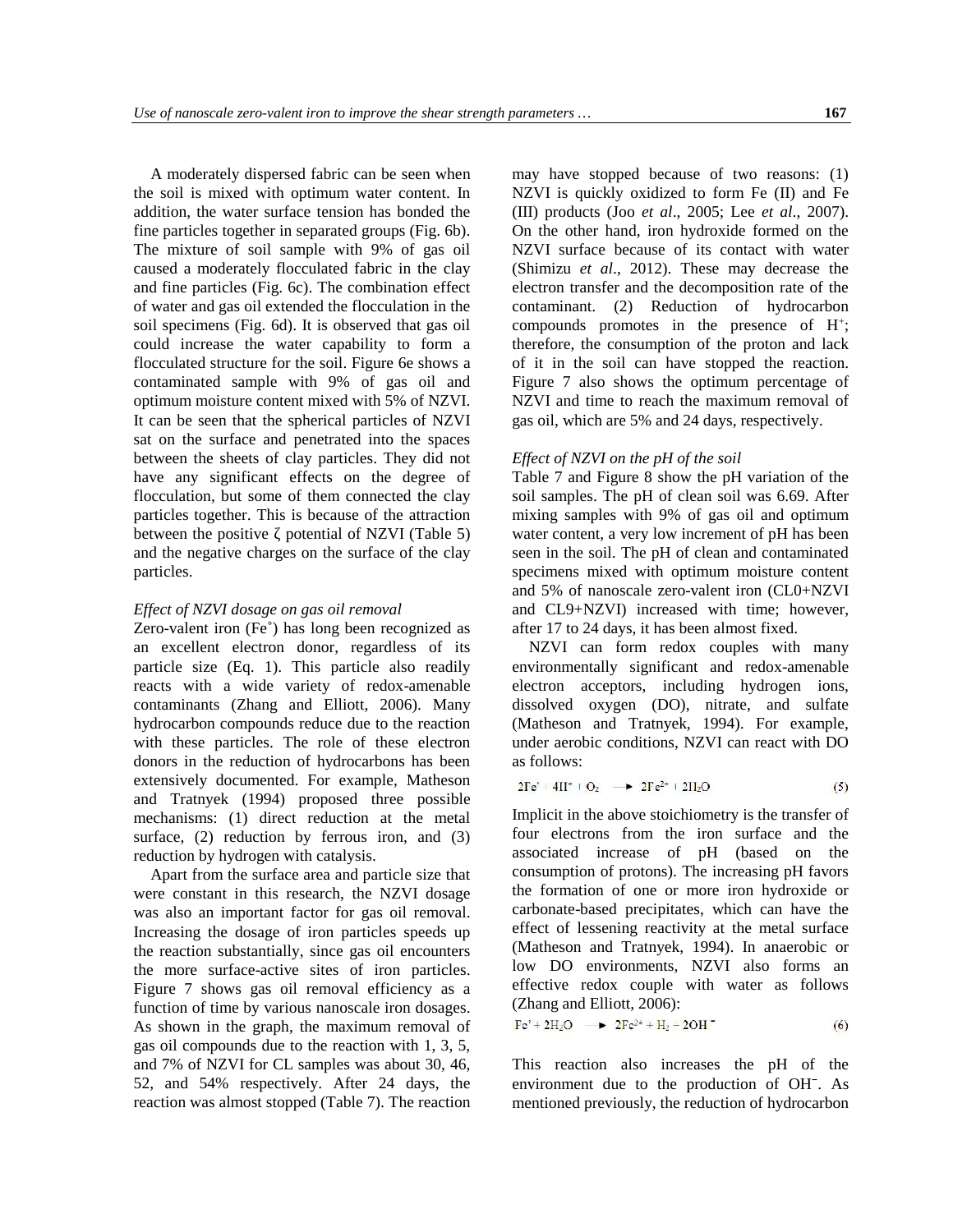A moderately dispersed fabric can be seen when the soil is mixed with optimum water content. In addition, the water surface tension has bonded the fine particles together in separated groups (Fig. 6b). The mixture of soil sample with 9% of gas oil caused a moderately flocculated fabric in the clay and fine particles (Fig. 6c). The combination effect of water and gas oil extended the flocculation in the soil specimens (Fig. 6d). It is observed that gas oil could increase the water capability to form a flocculated structure for the soil. Figure 6e shows a contaminated sample with 9% of gas oil and optimum moisture content mixed with 5% of NZVI. It can be seen that the spherical particles of NZVI sat on the surface and penetrated into the spaces between the sheets of clay particles. They did not have any significant effects on the degree of flocculation, but some of them connected the clay particles together. This is because of the attraction between the positive ζ potential of NZVI (Table 5) and the negative charges on the surface of the clay particles.

*Effect of NZVI dosage on gas oil removal*

Zero-valent iron ($Fe^{\circ}$) has long been recognized as an excellent electron donor, regardless of its particle size (Eq. 1). This particle also readily reacts with a wide variety of redox-amenable contaminants (Zhang and Elliott, 2006). Many hydrocarbon compounds reduce due to the reaction with these particles. The role of these electron donors in the reduction of hydrocarbons has been extensively documented. For example, Matheson and Tratnyek (1994) proposed three possible mechanisms: (1) direct reduction at the metal surface, (2) reduction by ferrous iron, and (3) reduction by hydrogen with catalysis.

Apart from the surface area and particle size that were constant in this research, the NZVI dosage was also an important factor for gas oil removal. Increasing the dosage of iron particles speeds up the reaction substantially, since gas oil encounters the more surface-active sites of iron particles. Figure 7 shows gas oil removal efficiency as a function of time by various nanoscale iron dosages. As shown in the graph, the maximum removal of gas oil compounds due to the reaction with 1, 3, 5, and 7% of NZVI for CL samples was about 30, 46, 52, and 54% respectively. After 24 days, the reaction was almost stopped (Table 7). The reaction may have stopped because of two reasons: (1) NZVI is quickly oxidized to form Fe (II) and Fe (III) products (Joo *et al*., 2005; Lee *et al*., 2007). On the other hand, iron hydroxide formed on the NZVI surface because of its contact with water (Shimizu *et al*., 2012). These may decrease the electron transfer and the decomposition rate of the contaminant. (2) Reduction of hydrocarbon compounds promotes in the presence of $H^{+}$; therefore, the consumption of the proton and lack of it in the soil can have stopped the reaction. Figure 7 also shows the optimum percentage of NZVI and time to reach the maximum removal of gas oil, which are 5% and 24 days, respectively.

*Effect of NZVI on the pH of the soil*

Table 7 and Figure 8 show the pH variation of the soil samples. The pH of clean soil was 6.69. After mixing samples with 9% of gas oil and optimum water content, a very low increment of pH has been seen in the soil. The pH of clean and contaminated specimens mixed with optimum moisture content and 5% of nanoscale zero-valent iron (CL0+NZVI and CL9+NZVI) increased with time; however, after 17 to 24 days, it has been almost fixed.

NZVI can form redox couples with many environmentally significant and redox-amenable electron acceptors, including hydrogen ions, dissolved oxygen (DO), nitrate, and sulfate (Matheson and Tratnyek, 1994). For example, under aerobic conditions, NZVI can react with DO as follows:

$$2Fe^{\circ} + 4H^{+} + O_2 \longrightarrow 2Fe^{2+} + 2H_2O \tag{5}$$

Implicit in the above stoichiometry is the transfer of four electrons from the iron surface and the associated increase of pH (based on the consumption of protons). The increasing pH favors the formation of one or more iron hydroxide or carbonate-based precipitates, which can have the effect of lessening reactivity at the metal surface (Matheson and Tratnyek, 1994). In anaerobic or low DO environments, NZVI also forms an effective redox couple with water as follows (Zhang and Elliott, 2006):

$$Fe^{\circ} + 2H_2O \longrightarrow 2Fe^{2+} + H_2 + 2OH^{-} \tag{6}$$

This reaction also increases the pH of the environment due to the production of $OH^{-}$. As mentioned previously, the reduction of hydrocarbon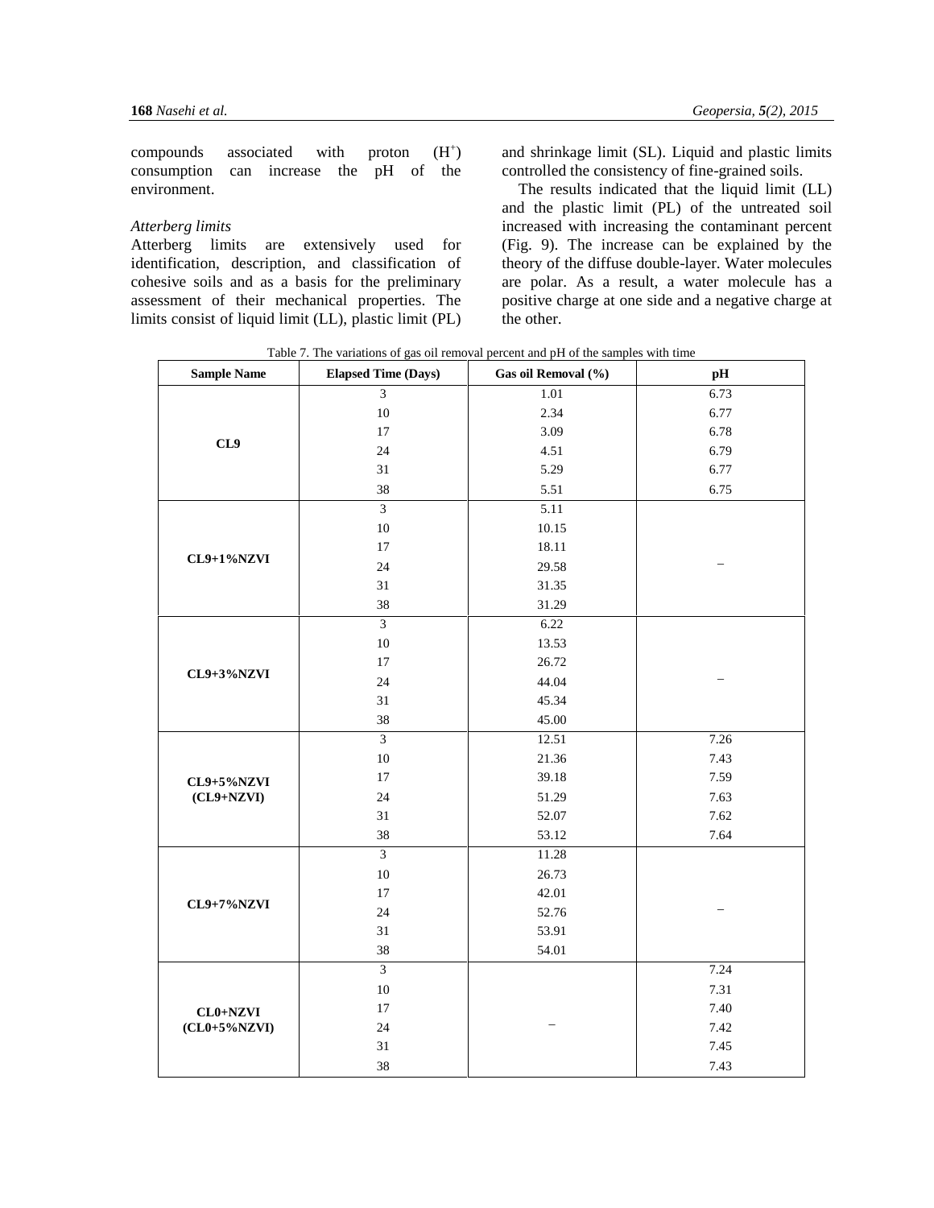compounds associated with proton ($H^+$) consumption can increase the pH of the environment.

*Atterberg limits*

Atterberg limits are extensively used for identification, description, and classification of cohesive soils and as a basis for the preliminary assessment of their mechanical properties. The limits consist of liquid limit (LL), plastic limit (PL) and shrinkage limit (SL). Liquid and plastic limits controlled the consistency of fine-grained soils.

The results indicated that the liquid limit (LL) and the plastic limit (PL) of the untreated soil increased with increasing the contaminant percent (Fig. 9). The increase can be explained by the theory of the diffuse double-layer. Water molecules are polar. As a result, a water molecule has a positive charge at one side and a negative charge at the other.

Table 7. The variations of gas oil removal percent and pH of the samples with time

| Sample Name | Elapsed Time (Days) | Gas oil Removal (%) | pH |
|---|---|---|---|
| CL9 | 3 | 1.01 | 6.73 |
| | 10 | 2.34 | 6.77 |
| | 17 | 3.09 | 6.78 |
| | 24 | 4.51 | 6.79 |
| | 31 | 5.29 | 6.77 |
| | 38 | 5.51 | 6.75 |
| CL9+1%NZVI | 3 | 5.11 | – |
| | 10 | 10.15 | |
| | 17 | 18.11 | |
| | 24 | 29.58 | |
| | 31 | 31.35 | |
| | 38 | 31.29 | |
| CL9+3%NZVI | 3 | 6.22 | – |
| | 10 | 13.53 | |
| | 17 | 26.72 | |
| | 24 | 44.04 | |
| | 31 | 45.34 | |
| | 38 | 45.00 | |
| CL9+5%NZVI (CL9+NZVI) | 3 | 12.51 | 7.26 |
| | 10 | 21.36 | 7.43 |
| | 17 | 39.18 | 7.59 |
| | 24 | 51.29 | 7.63 |
| | 31 | 52.07 | 7.62 |
| | 38 | 53.12 | 7.64 |
| CL9+7%NZVI | 3 | 11.28 | – |
| | 10 | 26.73 | |
| | 17 | 42.01 | |
| | 24 | 52.76 | |
| | 31 | 53.91 | |
| | 38 | 54.01 | |
| CL0+NZVI (CL0+5%NZVI) | 3 | – | 7.24 |
| | 10 | | 7.31 |
| | 17 | | 7.40 |
| | 24 | | 7.42 |
| | 31 | | 7.45 |
| | 38 | | 7.43 |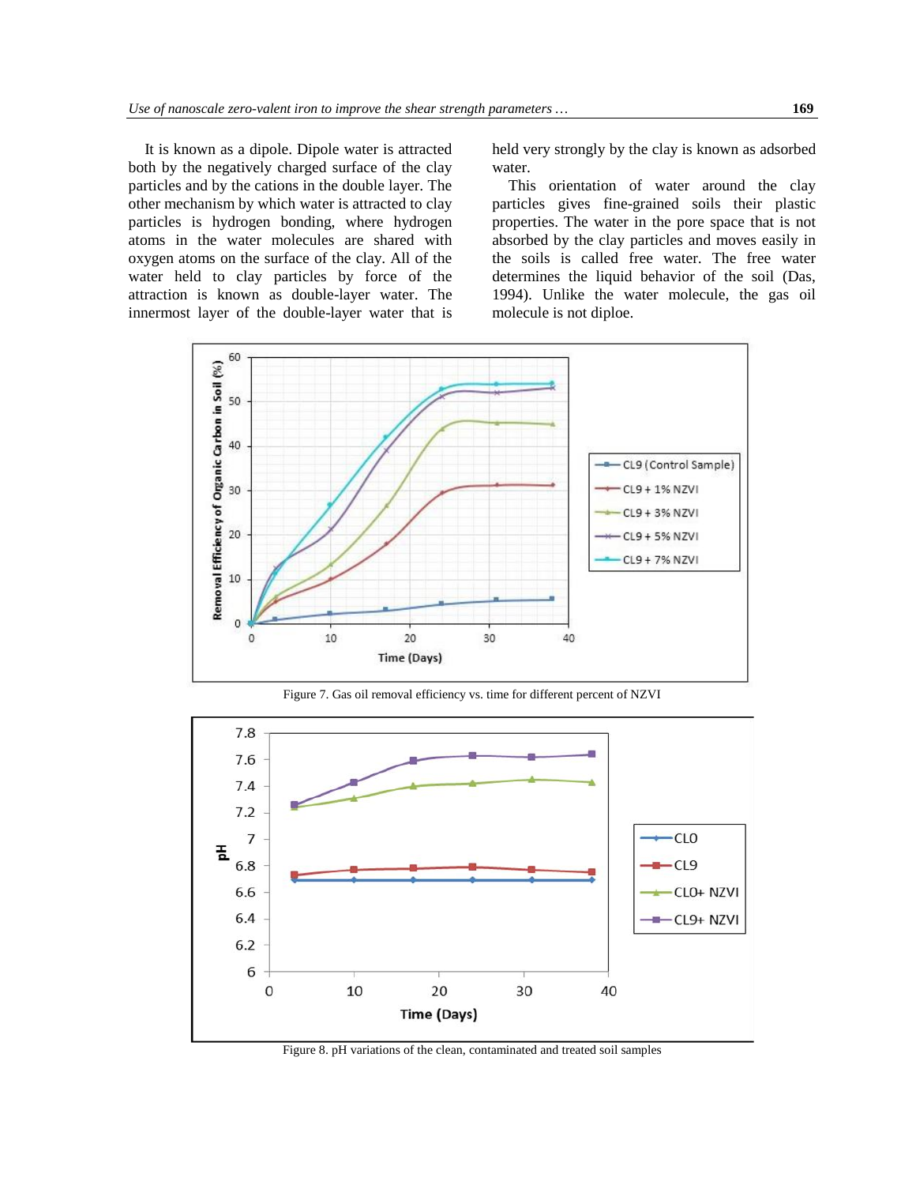It is known as a dipole. Dipole water is attracted both by the negatively charged surface of the clay particles and by the cations in the double layer. The other mechanism by which water is attracted to clay particles is hydrogen bonding, where hydrogen atoms in the water molecules are shared with oxygen atoms on the surface of the clay. All of the water held to clay particles by force of the attraction is known as double-layer water. The innermost layer of the double-layer water that is held very strongly by the clay is known as adsorbed water.

This orientation of water around the clay particles gives fine-grained soils their plastic properties. The water in the pore space that is not absorbed by the clay particles and moves easily in the soils is called free water. The free water determines the liquid behavior of the soil (Das, 1994). Unlike the water molecule, the gas oil molecule is not diploe.

Figure 7. Gas oil removal efficiency vs. time for different percent of NZVI

Figure 8. pH variations of the clean, contaminated and treated soil samples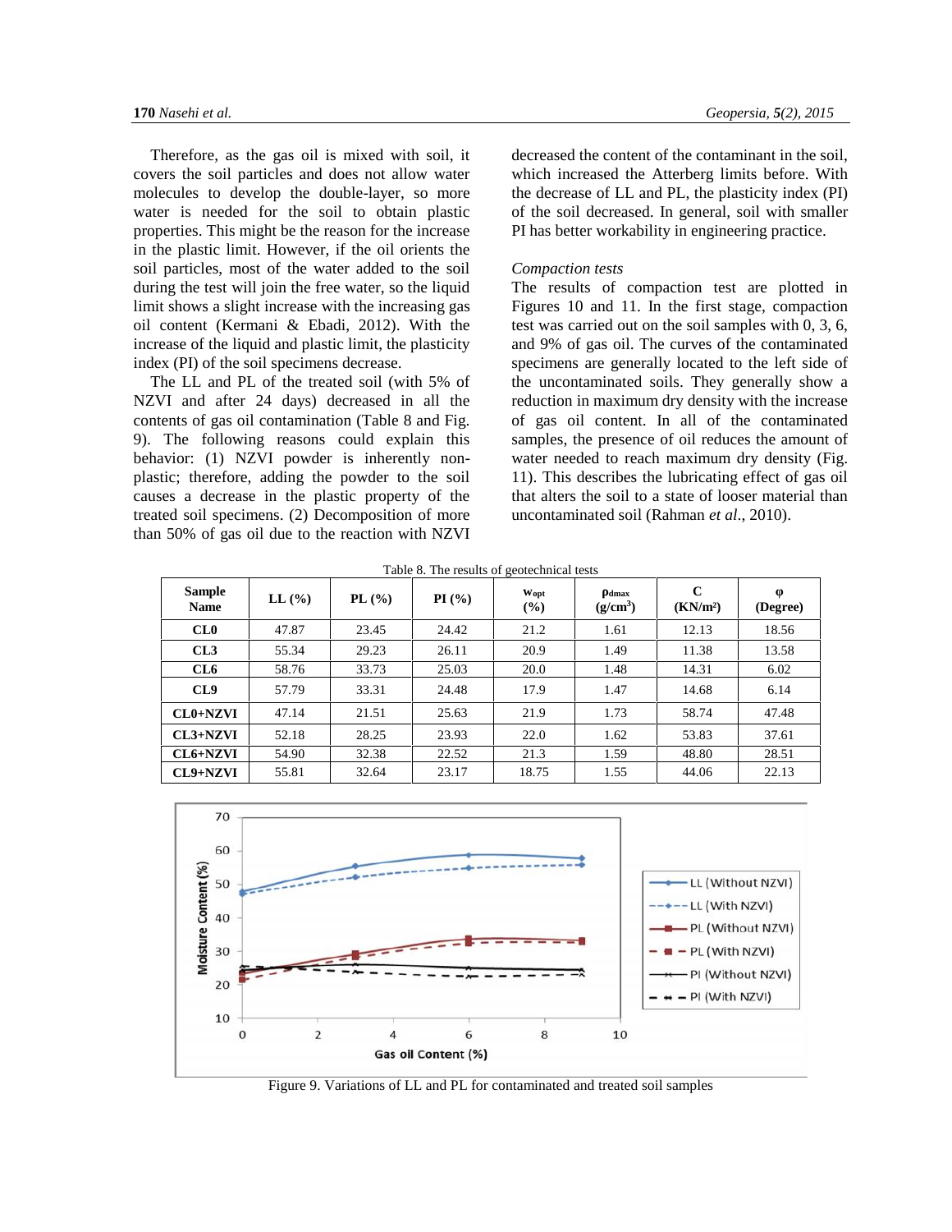Therefore, as the gas oil is mixed with soil, it covers the soil particles and does not allow water molecules to develop the double-layer, so more water is needed for the soil to obtain plastic properties. This might be the reason for the increase in the plastic limit. However, if the oil orients the soil particles, most of the water added to the soil during the test will join the free water, so the liquid limit shows a slight increase with the increasing gas oil content (Kermani & Ebadi, 2012). With the increase of the liquid and plastic limit, the plasticity index (PI) of the soil specimens decrease.

The LL and PL of the treated soil (with 5% of NZVI and after 24 days) decreased in all the contents of gas oil contamination (Table 8 and Fig. 9). The following reasons could explain this behavior: (1) NZVI powder is inherently non-plastic; therefore, adding the powder to the soil causes a decrease in the plastic property of the treated soil specimens. (2) Decomposition of more than 50% of gas oil due to the reaction with NZVI decreased the content of the contaminant in the soil, which increased the Atterberg limits before. With the decrease of LL and PL, the plasticity index (PI) of the soil decreased. In general, soil with smaller PI has better workability in engineering practice.

*Compaction tests*

The results of compaction test are plotted in Figures 10 and 11. In the first stage, compaction test was carried out on the soil samples with 0, 3, 6, and 9% of gas oil. The curves of the contaminated specimens are generally located to the left side of the uncontaminated soils. They generally show a reduction in maximum dry density with the increase of gas oil content. In all of the contaminated samples, the presence of oil reduces the amount of water needed to reach maximum dry density (Fig. 11). This describes the lubricating effect of gas oil that alters the soil to a state of looser material than uncontaminated soil (Rahman *et al*., 2010).

Table 8. The results of geotechnical tests

| Sample Name | LL (%) | PL (%) | PI (%) | $w_{opt}$ (%) | $\rho_{dmax}$ (g/cm$^3$) | C (KN/m$^2$) | φ (Degree) |
|---|---|---|---|---|---|---|---|
| CL0 | 47.87 | 23.45 | 24.42 | 21.2 | 1.61 | 12.13 | 18.56 |
| CL3 | 55.34 | 29.23 | 26.11 | 20.9 | 1.49 | 11.38 | 13.58 |
| CL6 | 58.76 | 33.73 | 25.03 | 20.0 | 1.48 | 14.31 | 6.02 |
| CL9 | 57.79 | 33.31 | 24.48 | 17.9 | 1.47 | 14.68 | 6.14 |
| CL0+NZVI | 47.14 | 21.51 | 25.63 | 21.9 | 1.73 | 58.74 | 47.48 |
| CL3+NZVI | 52.18 | 28.25 | 23.93 | 22.0 | 1.62 | 53.83 | 37.61 |
| CL6+NZVI | 54.90 | 32.38 | 22.52 | 21.3 | 1.59 | 48.80 | 28.51 |
| CL9+NZVI | 55.81 | 32.64 | 23.17 | 18.75 | 1.55 | 44.06 | 22.13 |

Figure 9. Variations of LL and PL for contaminated and treated soil samples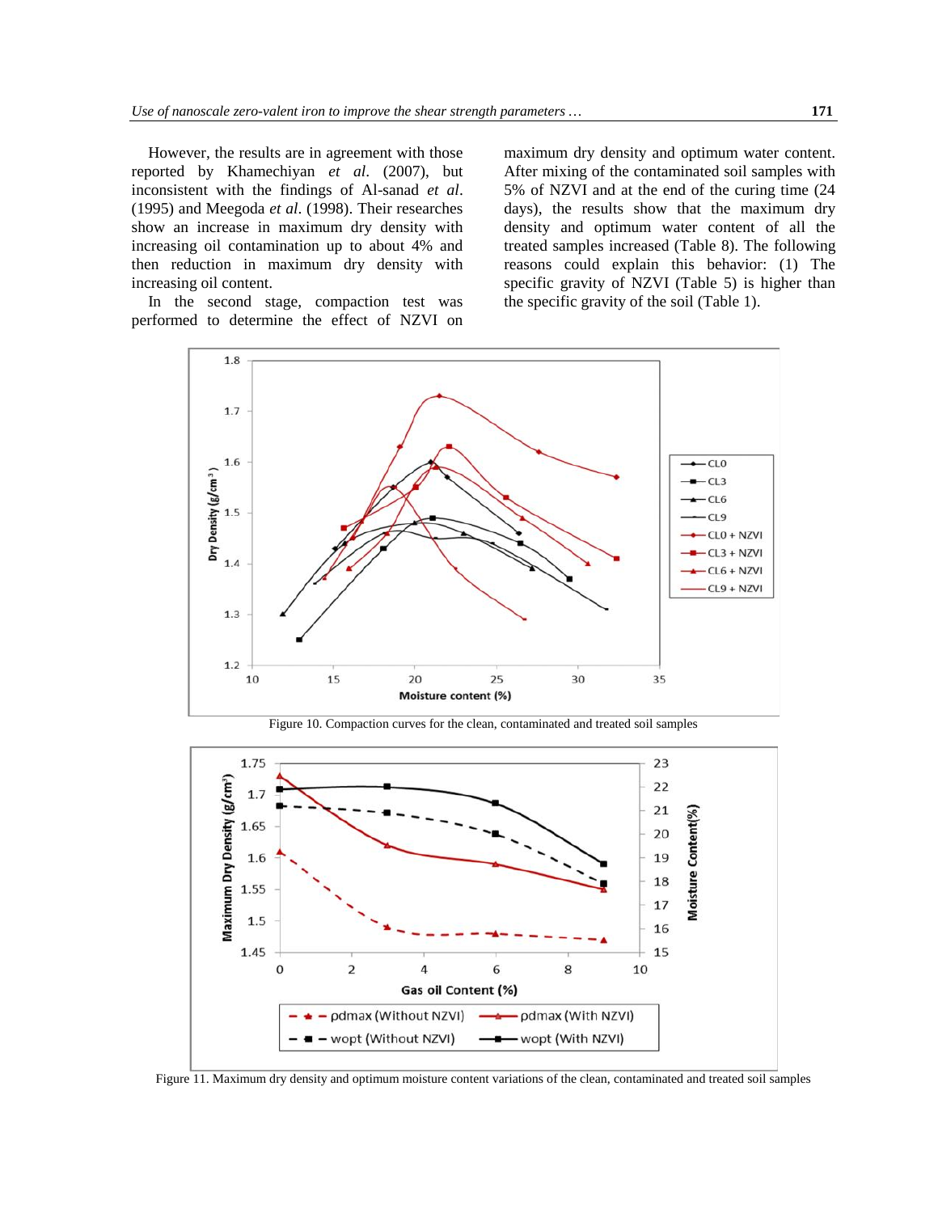However, the results are in agreement with those reported by Khamechiyan *et al*. (2007), but inconsistent with the findings of Al-sanad *et al*. (1995) and Meegoda *et al*. (1998). Their researches show an increase in maximum dry density with increasing oil contamination up to about 4% and then reduction in maximum dry density with increasing oil content.

In the second stage, compaction test was performed to determine the effect of NZVI on maximum dry density and optimum water content. After mixing of the contaminated soil samples with 5% of NZVI and at the end of the curing time (24 days), the results show that the maximum dry density and optimum water content of all the treated samples increased (Table 8). The following reasons could explain this behavior: (1) The specific gravity of NZVI (Table 5) is higher than the specific gravity of the soil (Table 1).

Figure 10. Compaction curves for the clean, contaminated and treated soil samples

Figure 11. Maximum dry density and optimum moisture content variations of the clean, contaminated and treated soil samples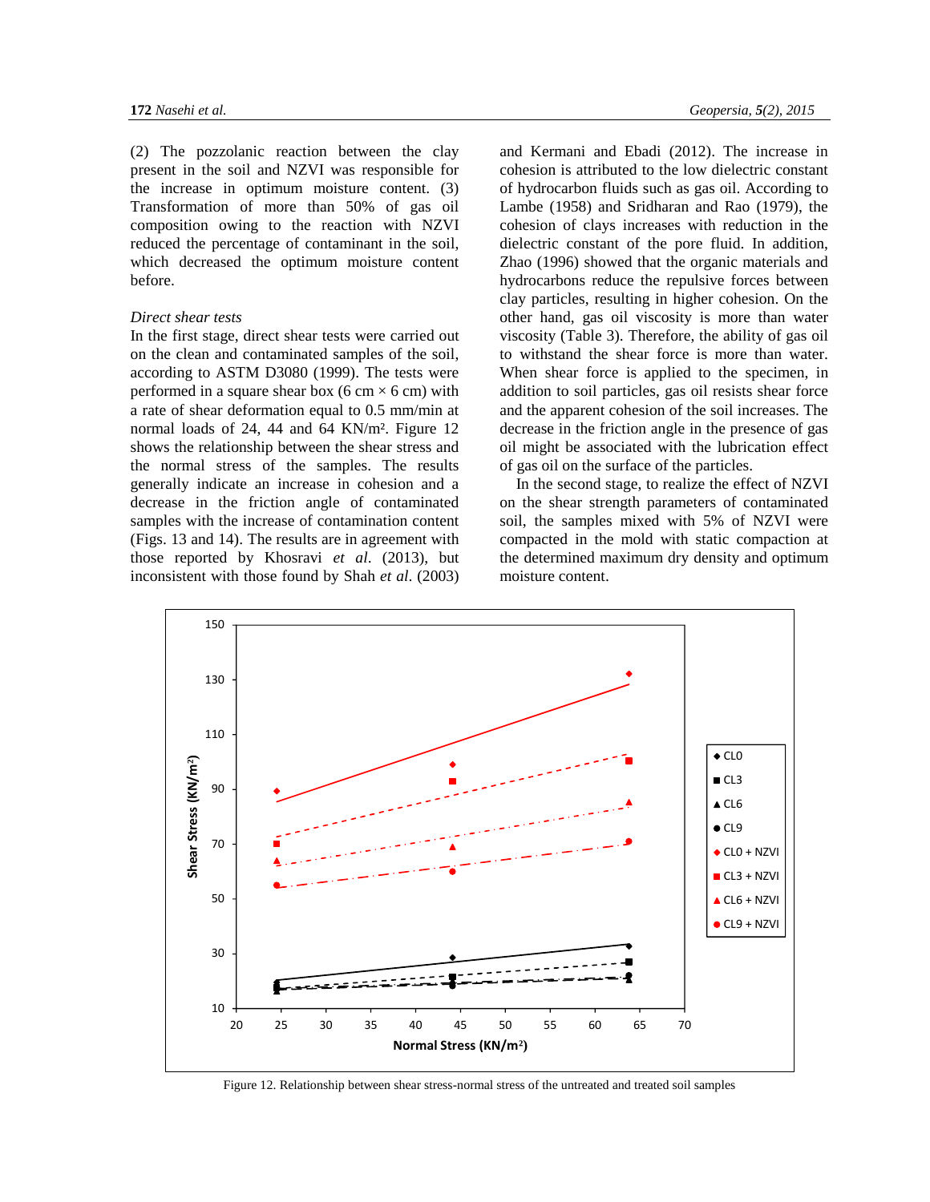(2) The pozzolanic reaction between the clay present in the soil and NZVI was responsible for the increase in optimum moisture content. (3) Transformation of more than 50% of gas oil composition owing to the reaction with NZVI reduced the percentage of contaminant in the soil, which decreased the optimum moisture content before.

### *Direct shear tests*

In the first stage, direct shear tests were carried out on the clean and contaminated samples of the soil, according to ASTM D3080 (1999). The tests were performed in a square shear box (6 cm × 6 cm) with a rate of shear deformation equal to 0.5 mm/min at normal loads of 24, 44 and 64 KN/m². Figure 12 shows the relationship between the shear stress and the normal stress of the samples. The results generally indicate an increase in cohesion and a decrease in the friction angle of contaminated samples with the increase of contamination content (Figs. 13 and 14). The results are in agreement with those reported by Khosravi *et al*. (2013), but inconsistent with those found by Shah *et al*. (2003) and Kermani and Ebadi (2012). The increase in cohesion is attributed to the low dielectric constant of hydrocarbon fluids such as gas oil. According to Lambe (1958) and Sridharan and Rao (1979), the cohesion of clays increases with reduction in the dielectric constant of the pore fluid. In addition, Zhao (1996) showed that the organic materials and hydrocarbons reduce the repulsive forces between clay particles, resulting in higher cohesion. On the other hand, gas oil viscosity is more than water viscosity (Table 3). Therefore, the ability of gas oil to withstand the shear force is more than water. When shear force is applied to the specimen, in addition to soil particles, gas oil resists shear force and the apparent cohesion of the soil increases. The decrease in the friction angle in the presence of gas oil might be associated with the lubrication effect of gas oil on the surface of the particles.

In the second stage, to realize the effect of NZVI on the shear strength parameters of contaminated soil, the samples mixed with 5% of NZVI were compacted in the mold with static compaction at the determined maximum dry density and optimum moisture content.

Figure 12. Relationship between shear stress-normal stress of the untreated and treated soil samples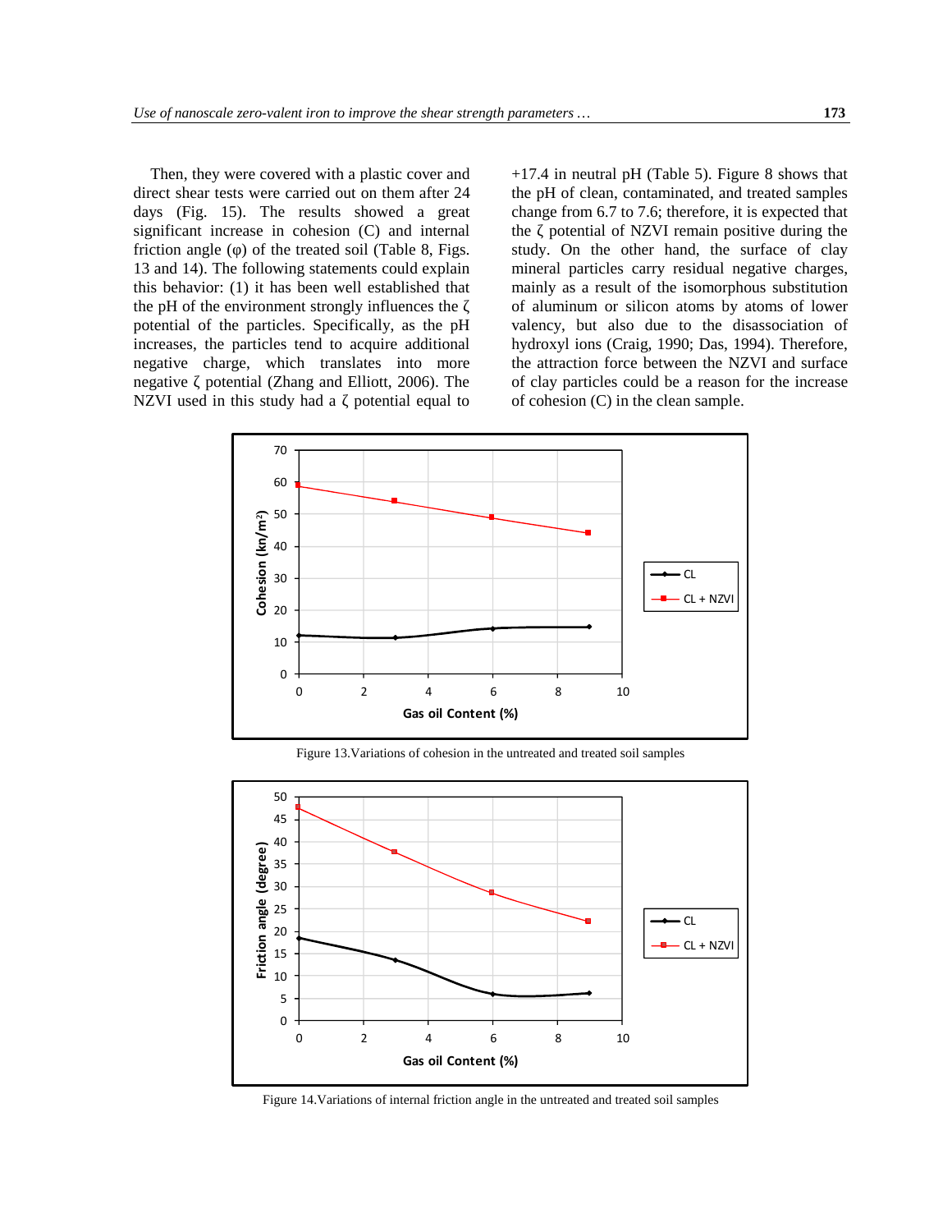Then, they were covered with a plastic cover and direct shear tests were carried out on them after 24 days (Fig. 15). The results showed a great significant increase in cohesion (C) and internal friction angle (φ) of the treated soil (Table 8, Figs. 13 and 14). The following statements could explain this behavior: (1) it has been well established that the pH of the environment strongly influences the ζ potential of the particles. Specifically, as the pH increases, the particles tend to acquire additional negative charge, which translates into more negative ζ potential (Zhang and Elliott, 2006). The NZVI used in this study had a ζ potential equal to +17.4 in neutral pH (Table 5). Figure 8 shows that the pH of clean, contaminated, and treated samples change from 6.7 to 7.6; therefore, it is expected that the ζ potential of NZVI remain positive during the study. On the other hand, the surface of clay mineral particles carry residual negative charges, mainly as a result of the isomorphous substitution of aluminum or silicon atoms by atoms of lower valency, but also due to the disassociation of hydroxyl ions (Craig, 1990; Das, 1994). Therefore, the attraction force between the NZVI and surface of clay particles could be a reason for the increase of cohesion (C) in the clean sample.

Figure 13.Variations of cohesion in the untreated and treated soil samples

Figure 14.Variations of internal friction angle in the untreated and treated soil samples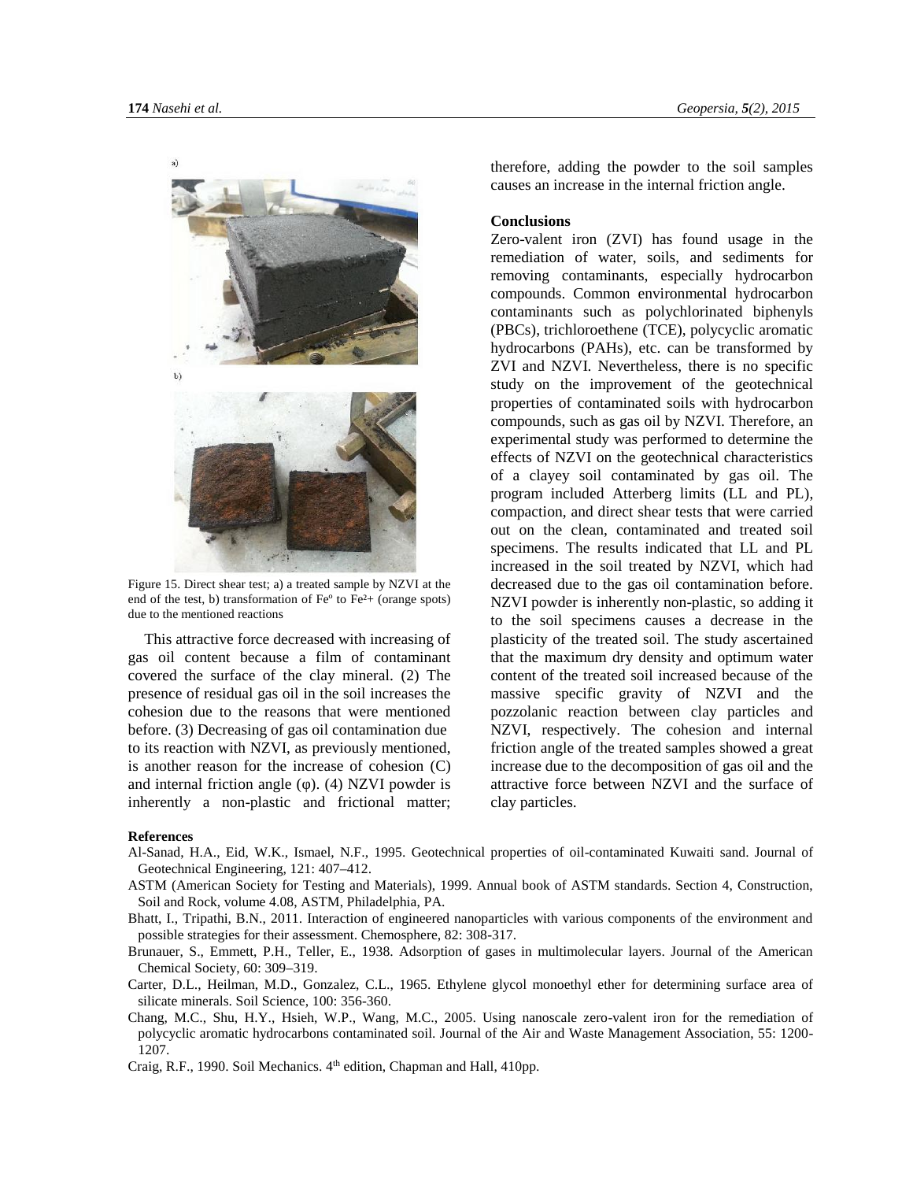a)

b)

Figure 15. Direct shear test; a) a treated sample by NZVI at the end of the test, b) transformation of $Fe^{0}$ to $Fe^{2+}$ (orange spots) due to the mentioned reactions

This attractive force decreased with increasing of gas oil content because a film of contaminant covered the surface of the clay mineral. (2) The presence of residual gas oil in the soil increases the cohesion due to the reasons that were mentioned before. (3) Decreasing of gas oil contamination due to its reaction with NZVI, as previously mentioned, is another reason for the increase of cohesion (C) and internal friction angle (φ). (4) NZVI powder is inherently a non-plastic and frictional matter; therefore, adding the powder to the soil samples causes an increase in the internal friction angle.

## Conclusions

Zero-valent iron (ZVI) has found usage in the remediation of water, soils, and sediments for removing contaminants, especially hydrocarbon compounds. Common environmental hydrocarbon contaminants such as polychlorinated biphenyls (PBCs), trichloroethene (TCE), polycyclic aromatic hydrocarbons (PAHs), etc. can be transformed by ZVI and NZVI. Nevertheless, there is no specific study on the improvement of the geotechnical properties of contaminated soils with hydrocarbon compounds, such as gas oil by NZVI. Therefore, an experimental study was performed to determine the effects of NZVI on the geotechnical characteristics of a clayey soil contaminated by gas oil. The program included Atterberg limits (LL and PL), compaction, and direct shear tests that were carried out on the clean, contaminated and treated soil specimens. The results indicated that LL and PL increased in the soil treated by NZVI, which had decreased due to the gas oil contamination before. NZVI powder is inherently non-plastic, so adding it to the soil specimens causes a decrease in the plasticity of the treated soil. The study ascertained that the maximum dry density and optimum water content of the treated soil increased because of the massive specific gravity of NZVI and the pozzolanic reaction between clay particles and NZVI, respectively. The cohesion and internal friction angle of the treated samples showed a great increase due to the decomposition of gas oil and the attractive force between NZVI and the surface of clay particles.

## References

Al-Sanad, H.A., Eid, W.K., Ismael, N.F., 1995. Geotechnical properties of oil-contaminated Kuwaiti sand. Journal of Geotechnical Engineering, 121: 407–412.

ASTM (American Society for Testing and Materials), 1999. Annual book of ASTM standards. Section 4, Construction, Soil and Rock, volume 4.08, ASTM, Philadelphia, PA.

Bhatt, I., Tripathi, B.N., 2011. Interaction of engineered nanoparticles with various components of the environment and possible strategies for their assessment. Chemosphere, 82: 308-317.

Brunauer, S., Emmett, P.H., Teller, E., 1938. Adsorption of gases in multimolecular layers. Journal of the American Chemical Society, 60: 309–319.

Carter, D.L., Heilman, M.D., Gonzalez, C.L., 1965. Ethylene glycol monoethyl ether for determining surface area of silicate minerals. Soil Science, 100: 356-360.

Chang, M.C., Shu, H.Y., Hsieh, W.P., Wang, M.C., 2005. Using nanoscale zero-valent iron for the remediation of polycyclic aromatic hydrocarbons contaminated soil. Journal of the Air and Waste Management Association, 55: 1200-1207.

Craig, R.F., 1990. Soil Mechanics. 4th edition, Chapman and Hall, 410pp.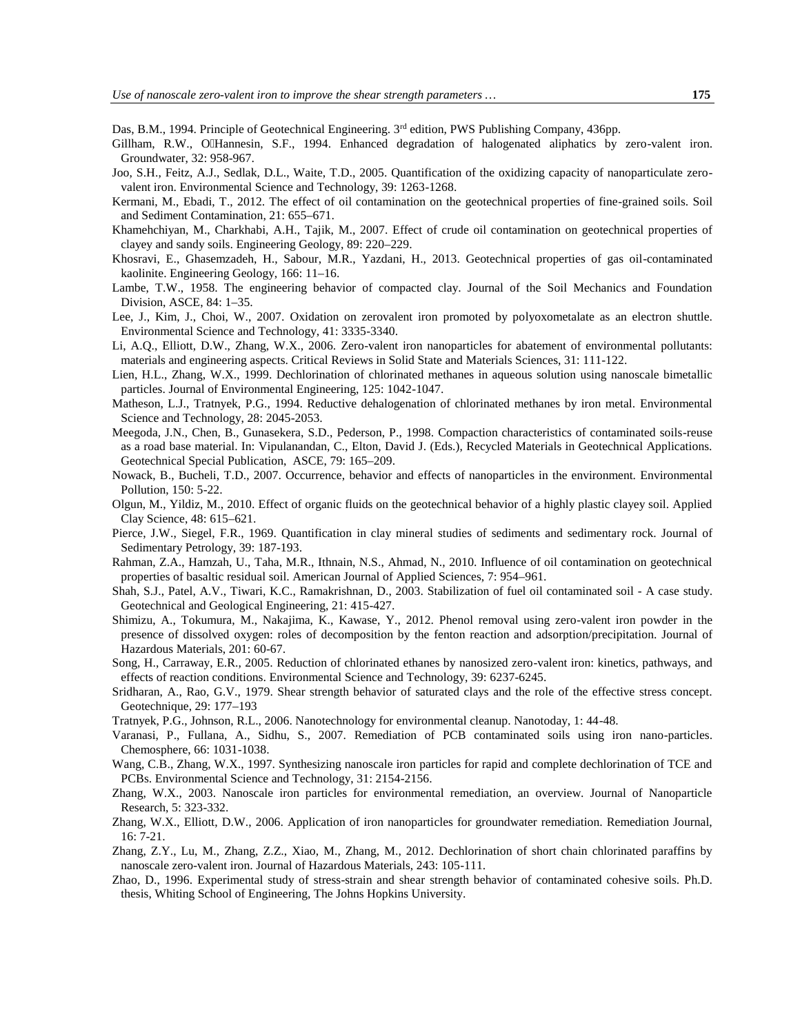Das, B.M., 1994. Principle of Geotechnical Engineering. 3rd edition, PWS Publishing Company, 436pp.

Gillham, R.W., O�Hannesin, S.F., 1994. Enhanced degradation of halogenated aliphatics by zero-valent iron. Groundwater, 32: 958-967.

Joo, S.H., Feitz, A.J., Sedlak, D.L., Waite, T.D., 2005. Quantification of the oxidizing capacity of nanoparticulate zero-valent iron. Environmental Science and Technology, 39: 1263-1268.

Kermani, M., Ebadi, T., 2012. The effect of oil contamination on the geotechnical properties of fine-grained soils. Soil and Sediment Contamination, 21: 655–671.

Khamehchiyan, M., Charkhabi, A.H., Tajik, M., 2007. Effect of crude oil contamination on geotechnical properties of clayey and sandy soils. Engineering Geology, 89: 220–229.

Khosravi, E., Ghasemzadeh, H., Sabour, M.R., Yazdani, H., 2013. Geotechnical properties of gas oil-contaminated kaolinite. Engineering Geology, 166: 11–16.

Lambe, T.W., 1958. The engineering behavior of compacted clay. Journal of the Soil Mechanics and Foundation Division, ASCE, 84: 1–35.

Lee, J., Kim, J., Choi, W., 2007. Oxidation on zerovalent iron promoted by polyoxometalate as an electron shuttle. Environmental Science and Technology, 41: 3335-3340.

Li, A.Q., Elliott, D.W., Zhang, W.X., 2006. Zero-valent iron nanoparticles for abatement of environmental pollutants: materials and engineering aspects. Critical Reviews in Solid State and Materials Sciences, 31: 111-122.

Lien, H.L., Zhang, W.X., 1999. Dechlorination of chlorinated methanes in aqueous solution using nanoscale bimetallic particles. Journal of Environmental Engineering, 125: 1042-1047.

Matheson, L.J., Tratnyek, P.G., 1994. Reductive dehalogenation of chlorinated methanes by iron metal. Environmental Science and Technology, 28: 2045-2053.

Meegoda, J.N., Chen, B., Gunasekera, S.D., Pederson, P., 1998. Compaction characteristics of contaminated soils-reuse as a road base material. In: Vipulanandan, C., Elton, David J. (Eds.), Recycled Materials in Geotechnical Applications. Geotechnical Special Publication, ASCE, 79: 165–209.

Nowack, B., Bucheli, T.D., 2007. Occurrence, behavior and effects of nanoparticles in the environment. Environmental Pollution, 150: 5-22.

Olgun, M., Yildiz, M., 2010. Effect of organic fluids on the geotechnical behavior of a highly plastic clayey soil. Applied Clay Science, 48: 615–621.

Pierce, J.W., Siegel, F.R., 1969. Quantification in clay mineral studies of sediments and sedimentary rock. Journal of Sedimentary Petrology, 39: 187-193.

Rahman, Z.A., Hamzah, U., Taha, M.R., Ithnain, N.S., Ahmad, N., 2010. Influence of oil contamination on geotechnical properties of basaltic residual soil. American Journal of Applied Sciences, 7: 954–961.

Shah, S.J., Patel, A.V., Tiwari, K.C., Ramakrishnan, D., 2003. Stabilization of fuel oil contaminated soil - A case study. Geotechnical and Geological Engineering, 21: 415-427.

Shimizu, A., Tokumura, M., Nakajima, K., Kawase, Y., 2012. Phenol removal using zero-valent iron powder in the presence of dissolved oxygen: roles of decomposition by the fenton reaction and adsorption/precipitation. Journal of Hazardous Materials, 201: 60-67.

Song, H., Carraway, E.R., 2005. Reduction of chlorinated ethanes by nanosized zero-valent iron: kinetics, pathways, and effects of reaction conditions. Environmental Science and Technology, 39: 6237-6245.

Sridharan, A., Rao, G.V., 1979. Shear strength behavior of saturated clays and the role of the effective stress concept. Geotechnique, 29: 177–193

Tratnyek, P.G., Johnson, R.L., 2006. Nanotechnology for environmental cleanup. Nanotoday, 1: 44-48.

Varanasi, P., Fullana, A., Sidhu, S., 2007. Remediation of PCB contaminated soils using iron nano-particles. Chemosphere, 66: 1031-1038.

Wang, C.B., Zhang, W.X., 1997. Synthesizing nanoscale iron particles for rapid and complete dechlorination of TCE and PCBs. Environmental Science and Technology, 31: 2154-2156.

Zhang, W.X., 2003. Nanoscale iron particles for environmental remediation, an overview. Journal of Nanoparticle Research, 5: 323-332.

Zhang, W.X., Elliott, D.W., 2006. Application of iron nanoparticles for groundwater remediation. Remediation Journal, 16: 7-21.

Zhang, Z.Y., Lu, M., Zhang, Z.Z., Xiao, M., Zhang, M., 2012. Dechlorination of short chain chlorinated paraffins by nanoscale zero-valent iron. Journal of Hazardous Materials, 243: 105-111.

Zhao, D., 1996. Experimental study of stress-strain and shear strength behavior of contaminated cohesive soils. Ph.D. thesis, Whiting School of Engineering, The Johns Hopkins University.